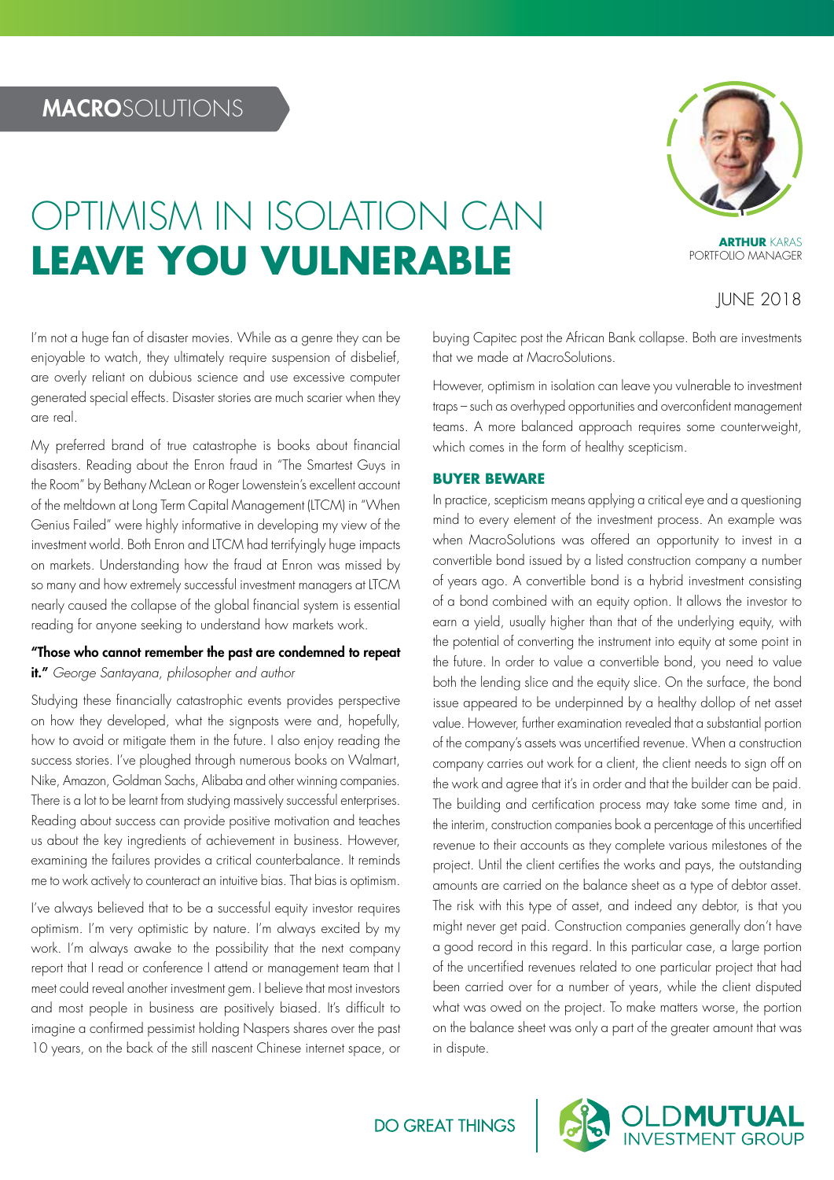MACROSOLUTIONS

# OPTIMISM IN ISOLATION CAN **LEAVE YOU VULNERABLE**

**ARTHUR** KARAS
PORTFOLIO MANAGER

JUNE 2018

I'm not a huge fan of disaster movies. While as a genre they can be enjoyable to watch, they ultimately require suspension of disbelief, are overly reliant on dubious science and use excessive computer generated special effects. Disaster stories are much scarier when they are real.

My preferred brand of true catastrophe is books about financial disasters. Reading about the Enron fraud in "The Smartest Guys in the Room" by Bethany McLean or Roger Lowenstein's excellent account of the meltdown at Long Term Capital Management (LTCM) in "When Genius Failed" were highly informative in developing my view of the investment world. Both Enron and LTCM had terrifyingly huge impacts on markets. Understanding how the fraud at Enron was missed by so many and how extremely successful investment managers at LTCM nearly caused the collapse of the global financial system is essential reading for anyone seeking to understand how markets work.

**"Those who cannot remember the past are condemned to repeat it."** *George Santayana, philosopher and author*

Studying these financially catastrophic events provides perspective on how they developed, what the signposts were and, hopefully, how to avoid or mitigate them in the future. I also enjoy reading the success stories. I've ploughed through numerous books on Walmart, Nike, Amazon, Goldman Sachs, Alibaba and other winning companies. There is a lot to be learnt from studying massively successful enterprises. Reading about success can provide positive motivation and teaches us about the key ingredients of achievement in business. However, examining the failures provides a critical counterbalance. It reminds me to work actively to counteract an intuitive bias. That bias is optimism.

I've always believed that to be a successful equity investor requires optimism. I'm very optimistic by nature. I'm always excited by my work. I'm always awake to the possibility that the next company report that I read or conference I attend or management team that I meet could reveal another investment gem. I believe that most investors and most people in business are positively biased. It's difficult to imagine a confirmed pessimist holding Naspers shares over the past 10 years, on the back of the still nascent Chinese internet space, or buying Capitec post the African Bank collapse. Both are investments that we made at MacroSolutions.

However, optimism in isolation can leave you vulnerable to investment traps – such as overhyped opportunities and overconfident management teams. A more balanced approach requires some counterweight, which comes in the form of healthy scepticism.

## BUYER BEWARE

In practice, scepticism means applying a critical eye and a questioning mind to every element of the investment process. An example was when MacroSolutions was offered an opportunity to invest in a convertible bond issued by a listed construction company a number of years ago. A convertible bond is a hybrid investment consisting of a bond combined with an equity option. It allows the investor to earn a yield, usually higher than that of the underlying equity, with the potential of converting the instrument into equity at some point in the future. In order to value a convertible bond, you need to value both the lending slice and the equity slice. On the surface, the bond issue appeared to be underpinned by a healthy dollop of net asset value. However, further examination revealed that a substantial portion of the company's assets was uncertified revenue. When a construction company carries out work for a client, the client needs to sign off on the work and agree that it's in order and that the builder can be paid. The building and certification process may take some time and, in the interim, construction companies book a percentage of this uncertified revenue to their accounts as they complete various milestones of the project. Until the client certifies the works and pays, the outstanding amounts are carried on the balance sheet as a type of debtor asset. The risk with this type of asset, and indeed any debtor, is that you might never get paid. Construction companies generally don't have a good record in this regard. In this particular case, a large portion of the uncertified revenues related to one particular project that had been carried over for a number of years, while the client disputed what was owed on the project. To make matters worse, the portion on the balance sheet was only a part of the greater amount that was in dispute.

DO GREAT THINGS

OLDMUTUAL INVESTMENT GROUP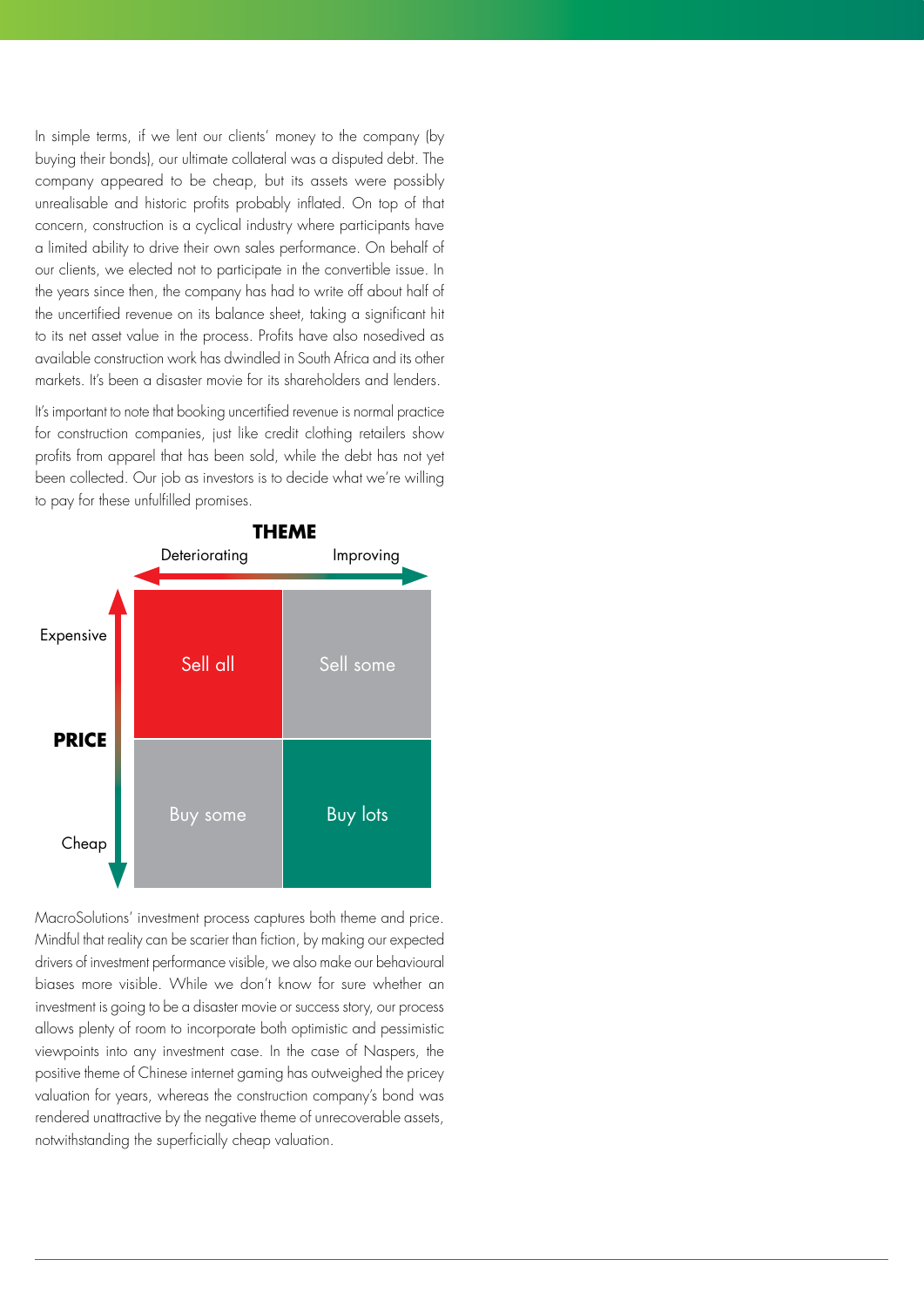In simple terms, if we lent our clients' money to the company (by buying their bonds), our ultimate collateral was a disputed debt. The company appeared to be cheap, but its assets were possibly unrealisable and historic profits probably inflated. On top of that concern, construction is a cyclical industry where participants have a limited ability to drive their own sales performance. On behalf of our clients, we elected not to participate in the convertible issue. In the years since then, the company has had to write off about half of the uncertified revenue on its balance sheet, taking a significant hit to its net asset value in the process. Profits have also nosedived as available construction work has dwindled in South Africa and its other markets. It's been a disaster movie for its shareholders and lenders.

It's important to note that booking uncertified revenue is normal practice for construction companies, just like credit clothing retailers show profits from apparel that has been sold, while the debt has not yet been collected. Our job as investors is to decide what we're willing to pay for these unfulfilled promises.

**THEME**

| PRICE | Deteriorating | Improving |
| --- | --- | --- |
| Expensive | Sell all | Sell some |
| Cheap | Buy some | Buy lots |

MacroSolutions' investment process captures both theme and price. Mindful that reality can be scarier than fiction, by making our expected drivers of investment performance visible, we also make our behavioural biases more visible. While we don't know for sure whether an investment is going to be a disaster movie or success story, our process allows plenty of room to incorporate both optimistic and pessimistic viewpoints into any investment case. In the case of Naspers, the positive theme of Chinese internet gaming has outweighed the pricey valuation for years, whereas the construction company's bond was rendered unattractive by the negative theme of unrecoverable assets, notwithstanding the superficially cheap valuation.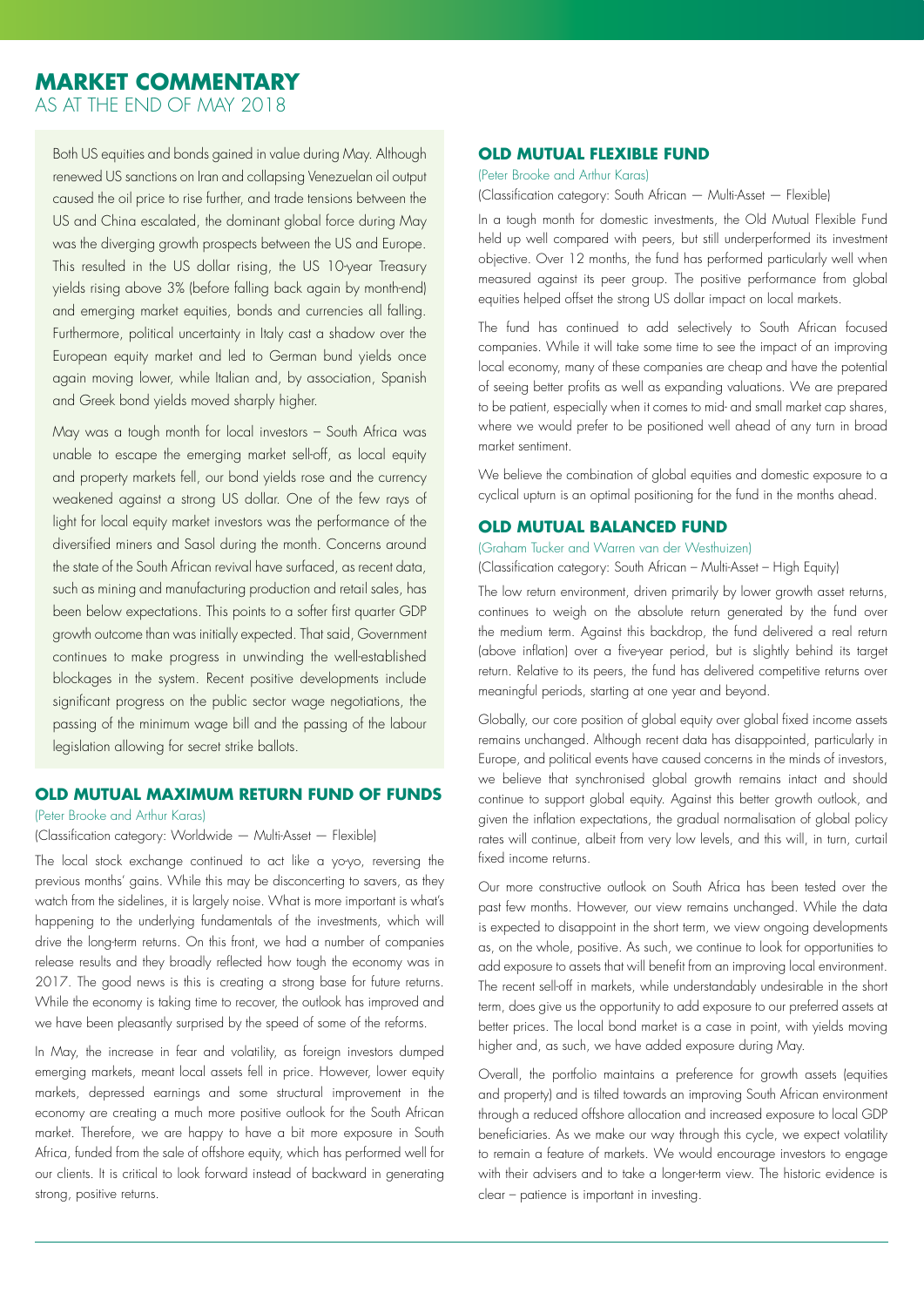# MARKET COMMENTARY
AS AT THE END OF MAY 2018

Both US equities and bonds gained in value during May. Although renewed US sanctions on Iran and collapsing Venezuelan oil output caused the oil price to rise further, and trade tensions between the US and China escalated, the dominant global force during May was the diverging growth prospects between the US and Europe. This resulted in the US dollar rising, the US 10-year Treasury yields rising above 3% (before falling back again by month-end) and emerging market equities, bonds and currencies all falling. Furthermore, political uncertainty in Italy cast a shadow over the European equity market and led to German bund yields once again moving lower, while Italian and, by association, Spanish and Greek bond yields moved sharply higher.

May was a tough month for local investors – South Africa was unable to escape the emerging market sell-off, as local equity and property markets fell, our bond yields rose and the currency weakened against a strong US dollar. One of the few rays of light for local equity market investors was the performance of the diversified miners and Sasol during the month. Concerns around the state of the South African revival have surfaced, as recent data, such as mining and manufacturing production and retail sales, has been below expectations. This points to a softer first quarter GDP growth outcome than was initially expected. That said, Government continues to make progress in unwinding the well-established blockages in the system. Recent positive developments include significant progress on the public sector wage negotiations, the passing of the minimum wage bill and the passing of the labour legislation allowing for secret strike ballots.

## OLD MUTUAL MAXIMUM RETURN FUND OF FUNDS

(Peter Brooke and Arthur Karas)

(Classification category: Worldwide — Multi-Asset — Flexible)

The local stock exchange continued to act like a yo-yo, reversing the previous months' gains. While this may be disconcerting to savers, as they watch from the sidelines, it is largely noise. What is more important is what's happening to the underlying fundamentals of the investments, which will drive the long-term returns. On this front, we had a number of companies release results and they broadly reflected how tough the economy was in 2017. The good news is this is creating a strong base for future returns. While the economy is taking time to recover, the outlook has improved and we have been pleasantly surprised by the speed of some of the reforms.

In May, the increase in fear and volatility, as foreign investors dumped emerging markets, meant local assets fell in price. However, lower equity markets, depressed earnings and some structural improvement in the economy are creating a much more positive outlook for the South African market. Therefore, we are happy to have a bit more exposure in South Africa, funded from the sale of offshore equity, which has performed well for our clients. It is critical to look forward instead of backward in generating strong, positive returns.

## OLD MUTUAL FLEXIBLE FUND

(Peter Brooke and Arthur Karas)

(Classification category: South African — Multi-Asset — Flexible)

In a tough month for domestic investments, the Old Mutual Flexible Fund held up well compared with peers, but still underperformed its investment objective. Over 12 months, the fund has performed particularly well when measured against its peer group. The positive performance from global equities helped offset the strong US dollar impact on local markets.

The fund has continued to add selectively to South African focused companies. While it will take some time to see the impact of an improving local economy, many of these companies are cheap and have the potential of seeing better profits as well as expanding valuations. We are prepared to be patient, especially when it comes to mid- and small market cap shares, where we would prefer to be positioned well ahead of any turn in broad market sentiment.

We believe the combination of global equities and domestic exposure to a cyclical upturn is an optimal positioning for the fund in the months ahead.

## OLD MUTUAL BALANCED FUND

(Graham Tucker and Warren van der Westhuizen)

(Classification category: South African – Multi-Asset – High Equity)

The low return environment, driven primarily by lower growth asset returns, continues to weigh on the absolute return generated by the fund over the medium term. Against this backdrop, the fund delivered a real return (above inflation) over a five-year period, but is slightly behind its target return. Relative to its peers, the fund has delivered competitive returns over meaningful periods, starting at one year and beyond.

Globally, our core position of global equity over global fixed income assets remains unchanged. Although recent data has disappointed, particularly in Europe, and political events have caused concerns in the minds of investors, we believe that synchronised global growth remains intact and should continue to support global equity. Against this better growth outlook, and given the inflation expectations, the gradual normalisation of global policy rates will continue, albeit from very low levels, and this will, in turn, curtail fixed income returns.

Our more constructive outlook on South Africa has been tested over the past few months. However, our view remains unchanged. While the data is expected to disappoint in the short term, we view ongoing developments as, on the whole, positive. As such, we continue to look for opportunities to add exposure to assets that will benefit from an improving local environment. The recent sell-off in markets, while understandably undesirable in the short term, does give us the opportunity to add exposure to our preferred assets at better prices. The local bond market is a case in point, with yields moving higher and, as such, we have added exposure during May.

Overall, the portfolio maintains a preference for growth assets (equities and property) and is tilted towards an improving South African environment through a reduced offshore allocation and increased exposure to local GDP beneficiaries. As we make our way through this cycle, we expect volatility to remain a feature of markets. We would encourage investors to engage with their advisers and to take a longer-term view. The historic evidence is clear – patience is important in investing.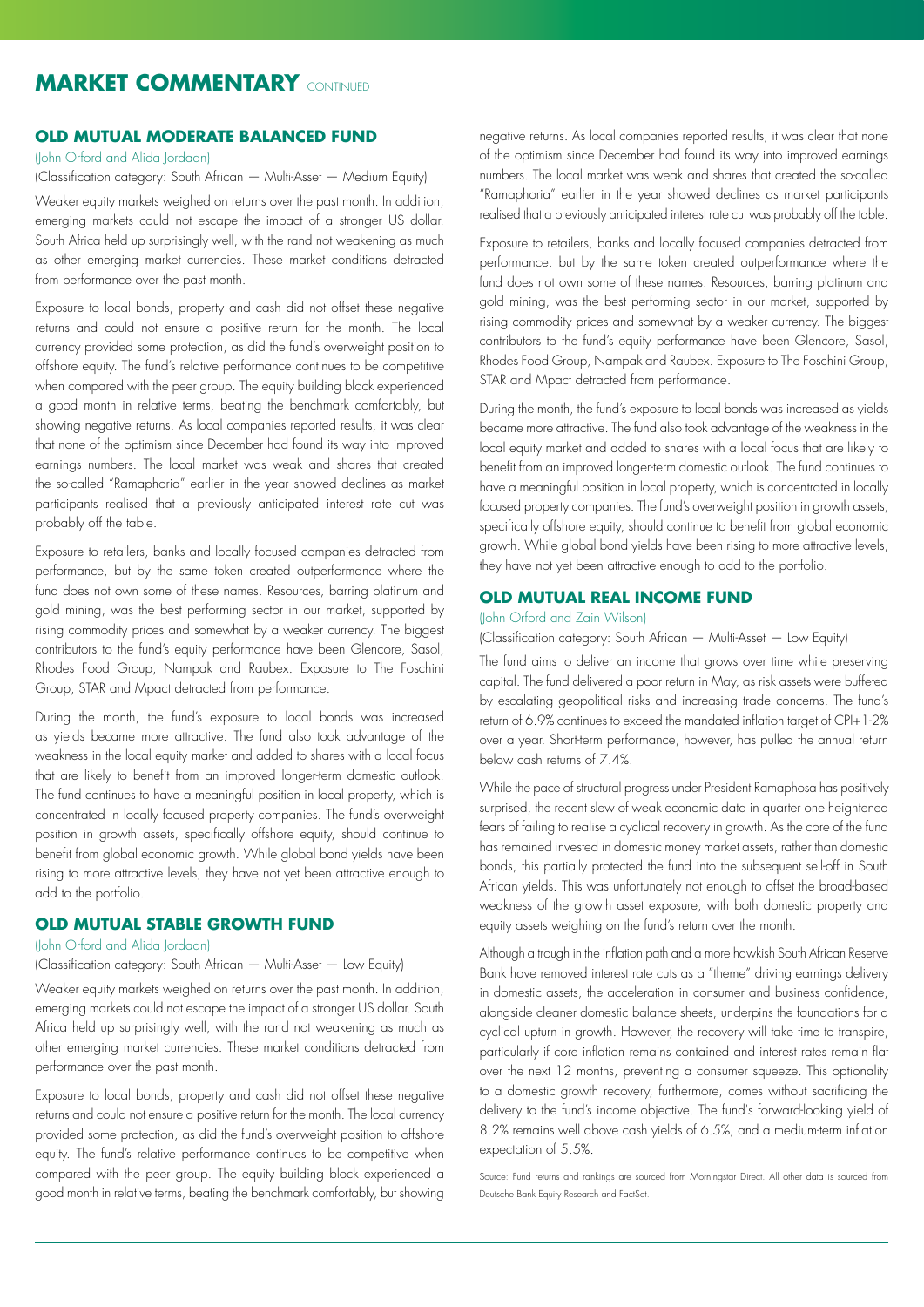# MARKET COMMENTARY CONTINUED

## OLD MUTUAL MODERATE BALANCED FUND

(John Orford and Alida Jordaan)

(Classification category: South African — Multi-Asset — Medium Equity)

Weaker equity markets weighed on returns over the past month. In addition, emerging markets could not escape the impact of a stronger US dollar. South Africa held up surprisingly well, with the rand not weakening as much as other emerging market currencies. These market conditions detracted from performance over the past month.

Exposure to local bonds, property and cash did not offset these negative returns and could not ensure a positive return for the month. The local currency provided some protection, as did the fund's overweight position to offshore equity. The fund's relative performance continues to be competitive when compared with the peer group. The equity building block experienced a good month in relative terms, beating the benchmark comfortably, but showing negative returns. As local companies reported results, it was clear that none of the optimism since December had found its way into improved earnings numbers. The local market was weak and shares that created the so-called "Ramaphoria" earlier in the year showed declines as market participants realised that a previously anticipated interest rate cut was probably off the table.

Exposure to retailers, banks and locally focused companies detracted from performance, but by the same token created outperformance where the fund does not own some of these names. Resources, barring platinum and gold mining, was the best performing sector in our market, supported by rising commodity prices and somewhat by a weaker currency. The biggest contributors to the fund's equity performance have been Glencore, Sasol, Rhodes Food Group, Nampak and Raubex. Exposure to The Foschini Group, STAR and Mpact detracted from performance.

During the month, the fund's exposure to local bonds was increased as yields became more attractive. The fund also took advantage of the weakness in the local equity market and added to shares with a local focus that are likely to benefit from an improved longer-term domestic outlook. The fund continues to have a meaningful position in local property, which is concentrated in locally focused property companies. The fund's overweight position in growth assets, specifically offshore equity, should continue to benefit from global economic growth. While global bond yields have been rising to more attractive levels, they have not yet been attractive enough to add to the portfolio.

## OLD MUTUAL STABLE GROWTH FUND

(John Orford and Alida Jordaan)

(Classification category: South African — Multi-Asset — Low Equity)

Weaker equity markets weighed on returns over the past month. In addition, emerging markets could not escape the impact of a stronger US dollar. South Africa held up surprisingly well, with the rand not weakening as much as other emerging market currencies. These market conditions detracted from performance over the past month.

Exposure to local bonds, property and cash did not offset these negative returns and could not ensure a positive return for the month. The local currency provided some protection, as did the fund's overweight position to offshore equity. The fund's relative performance continues to be competitive when compared with the peer group. The equity building block experienced a good month in relative terms, beating the benchmark comfortably, but showing negative returns. As local companies reported results, it was clear that none of the optimism since December had found its way into improved earnings numbers. The local market was weak and shares that created the so-called "Ramaphoria" earlier in the year showed declines as market participants realised that a previously anticipated interest rate cut was probably off the table.

Exposure to retailers, banks and locally focused companies detracted from performance, but by the same token created outperformance where the fund does not own some of these names. Resources, barring platinum and gold mining, was the best performing sector in our market, supported by rising commodity prices and somewhat by a weaker currency. The biggest contributors to the fund's equity performance have been Glencore, Sasol, Rhodes Food Group, Nampak and Raubex. Exposure to The Foschini Group, STAR and Mpact detracted from performance.

During the month, the fund's exposure to local bonds was increased as yields became more attractive. The fund also took advantage of the weakness in the local equity market and added to shares with a local focus that are likely to benefit from an improved longer-term domestic outlook. The fund continues to have a meaningful position in local property, which is concentrated in locally focused property companies. The fund's overweight position in growth assets, specifically offshore equity, should continue to benefit from global economic growth. While global bond yields have been rising to more attractive levels, they have not yet been attractive enough to add to the portfolio.

## OLD MUTUAL REAL INCOME FUND

(John Orford and Zain Wilson)

(Classification category: South African — Multi-Asset — Low Equity)

The fund aims to deliver an income that grows over time while preserving capital. The fund delivered a poor return in May, as risk assets were buffeted by escalating geopolitical risks and increasing trade concerns. The fund's return of 6.9% continues to exceed the mandated inflation target of CPI+1-2% over a year. Short-term performance, however, has pulled the annual return below cash returns of 7.4%.

While the pace of structural progress under President Ramaphosa has positively surprised, the recent slew of weak economic data in quarter one heightened fears of failing to realise a cyclical recovery in growth. As the core of the fund has remained invested in domestic money market assets, rather than domestic bonds, this partially protected the fund into the subsequent sell-off in South African yields. This was unfortunately not enough to offset the broad-based weakness of the growth asset exposure, with both domestic property and equity assets weighing on the fund's return over the month.

Although a trough in the inflation path and a more hawkish South African Reserve Bank have removed interest rate cuts as a "theme" driving earnings delivery in domestic assets, the acceleration in consumer and business confidence, alongside cleaner domestic balance sheets, underpins the foundations for a cyclical upturn in growth. However, the recovery will take time to transpire, particularly if core inflation remains contained and interest rates remain flat over the next 12 months, preventing a consumer squeeze. This optionality to a domestic growth recovery, furthermore, comes without sacrificing the delivery to the fund's income objective. The fund's forward-looking yield of 8.2% remains well above cash yields of 6.5%, and a medium-term inflation expectation of 5.5%.

Source: Fund returns and rankings are sourced from Morningstar Direct. All other data is sourced from Deutsche Bank Equity Research and FactSet.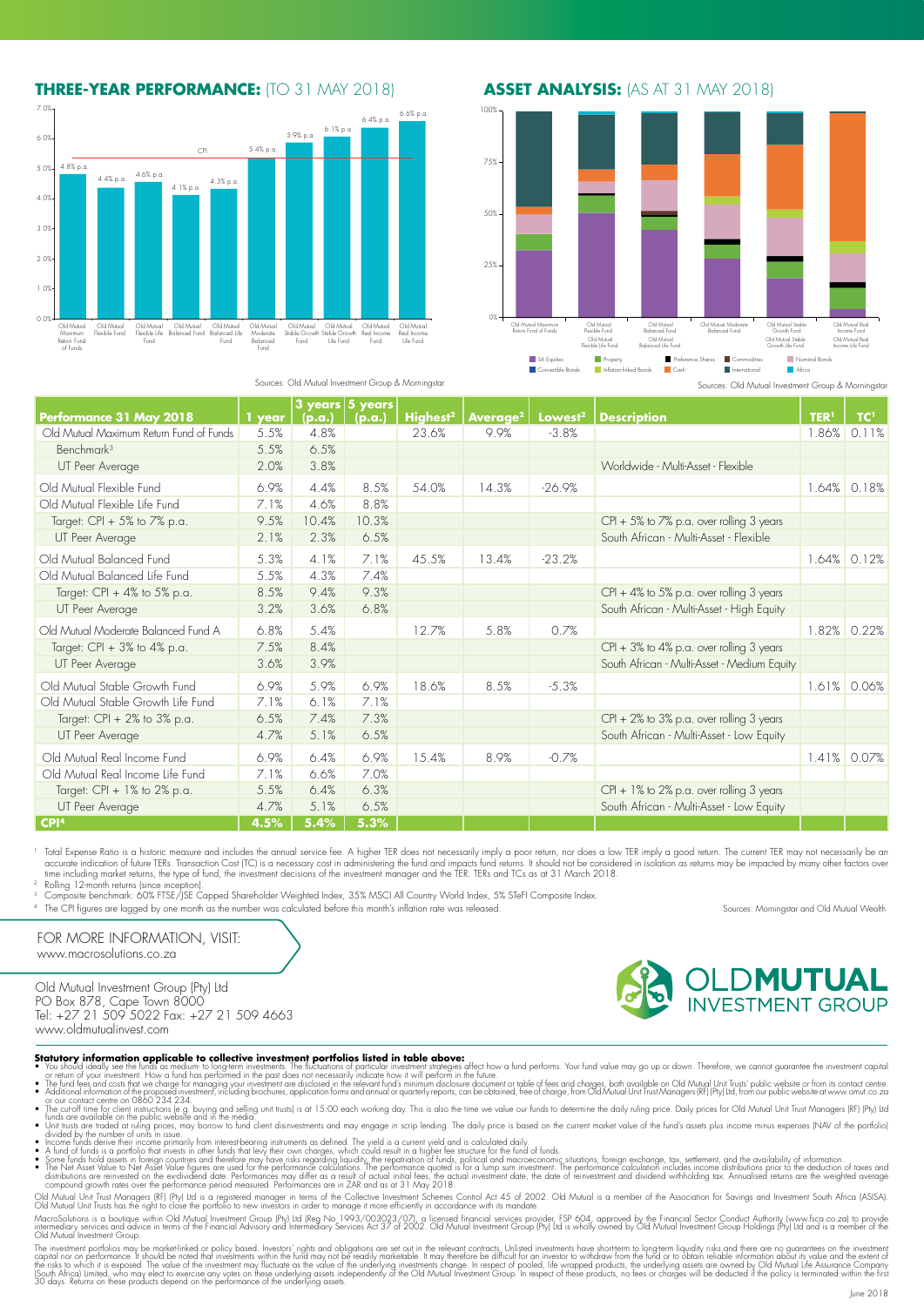## THREE-YEAR PERFORMANCE: (TO 31 MAY 2018)

7.0%
6.0%
5.0%
4.0%
3.0%
2.0%
1.0%
0.0%

4.8% p.a.
4.4% p.a.
4.6% p.a.
4.1% p.a.
4.3% p.a.
5.4% p.a.
5.9% p.a.
6.1% p.a.
6.4% p.a.
6.6% p.a.
CPI

Old Mutual Maximum Return Fund of Funds
Old Mutual Flexible Fund
Old Mutual Flexible Life Fund
Old Mutual Balanced Fund
Old Mutual Balanced Life Fund
Old Mutual Moderate Balanced Fund
Old Mutual Stable Growth Fund
Old Mutual Stable Growth Life Fund
Old Mutual Real Income Fund
Old Mutual Real Income Life Fund

Sources: Old Mutual Investment Group & Morningstar

## ASSET ANALYSIS: (AS AT 31 MAY 2018)

100%
75%
50%
25%
0%

Old Mutual Maximum Return Fund of Funds
Old Mutual Flexible Fund
Old Mutual Flexible Life Fund
Old Mutual Balanced Fund
Old Mutual Balanced Life Fund
Old Mutual Moderate Balanced Fund
Old Mutual Stable Growth Fund
Old Mutual Stable Growth Life Fund
Old Mutual Real Income Fund
Old Mutual Real Income Life Fund

SA Equities
Convertible Bonds
Property
Inflation-linked Bonds
Preference Shares
Cash
Commodities
International
Nominal Bonds
Africa

Sources: Old Mutual Investment Group & Morningstar

| Performance 31 May 2018 | 1 year | 3 years (p.a.) | 5 years (p.a.) | Highest[2] | Average[2] | Lowest[2] | Description | TER[1] | TC[1] |
|---|---|---|---|---|---|---|---|---|---|
| Old Mutual Maximum Return Fund of Funds | 5.5% | 4.8% | | 23.6% | 9.9% | -3.8% | | 1.86% | 0.11% |
| Benchmark[3] | 5.5% | 6.5% | | | | | | | |
| UT Peer Average | 2.0% | 3.8% | | | | | Worldwide - Multi-Asset - Flexible | | |
| Old Mutual Flexible Fund | 6.9% | 4.4% | 8.5% | 54.0% | 14.3% | -26.9% | | 1.64% | 0.18% |
| Old Mutual Flexible Life Fund | 7.1% | 4.6% | 8.8% | | | | | | |
| Target: CPI + 5% to 7% p.a. | 9.5% | 10.4% | 10.3% | | | | CPI + 5% to 7% p.a. over rolling 3 years | | |
| UT Peer Average | 2.1% | 2.3% | 6.5% | | | | South African - Multi-Asset - Flexible | | |
| Old Mutual Balanced Fund | 5.3% | 4.1% | 7.1% | 45.5% | 13.4% | -23.2% | | 1.64% | 0.12% |
| Old Mutual Balanced Life Fund | 5.5% | 4.3% | 7.4% | | | | | | |
| Target: CPI + 4% to 5% p.a. | 8.5% | 9.4% | 9.3% | | | | CPI + 4% to 5% p.a. over rolling 3 years | | |
| UT Peer Average | 3.2% | 3.6% | 6.8% | | | | South African - Multi-Asset - High Equity | | |
| Old Mutual Moderate Balanced Fund A | 6.8% | 5.4% | | 12.7% | 5.8% | 0.7% | | 1.82% | 0.22% |
| Target: CPI + 3% to 4% p.a. | 7.5% | 8.4% | | | | | CPI + 3% to 4% p.a. over rolling 3 years | | |
| UT Peer Average | 3.6% | 3.9% | | | | | South African - Multi-Asset - Medium Equity | | |
| Old Mutual Stable Growth Fund | 6.9% | 5.9% | 6.9% | 18.6% | 8.5% | -5.3% | | 1.61% | 0.06% |
| Old Mutual Stable Growth Life Fund | 7.1% | 6.1% | 7.1% | | | | | | |
| Target: CPI + 2% to 3% p.a. | 6.5% | 7.4% | 7.3% | | | | CPI + 2% to 3% p.a. over rolling 3 years | | |
| UT Peer Average | 4.7% | 5.1% | 6.5% | | | | South African - Multi-Asset - Low Equity | | |
| Old Mutual Real Income Fund | 6.9% | 6.4% | 6.9% | 15.4% | 8.9% | -0.7% | | 1.41% | 0.07% |
| Old Mutual Real Income Life Fund | 7.1% | 6.6% | 7.0% | | | | | | |
| Target: CPI + 1% to 2% p.a. | 5.5% | 6.4% | 6.3% | | | | CPI + 1% to 2% p.a. over rolling 3 years | | |
| UT Peer Average | 4.7% | 5.1% | 6.5% | | | | South African - Multi-Asset - Low Equity | | |
| **CPI[4]** | **4.5%** | **5.4%** | **5.3%** | | | | | | |

[1] Total Expense Ratio is a historic measure and includes the annual service fee. A higher TER does not necessarily imply a poor return, nor does a low TER imply a good return. The current TER may not necessarily be an accurate indication of future TERs. Transaction Cost (TC) is a necessary cost in administering the fund and impacts fund returns. It should not be considered in isolation as returns may be impacted by many other factors over time including market returns, the type of fund, the investment decisions of the investment manager and the TER. TERs and TCs as at 31 March 2018.
[2] Rolling 12-month returns (since inception).
[3] Composite benchmark: 60% FTSE/JSE Capped Shareholder Weighted Index, 35% MSCI All Country World Index, 5% STeFI Composite Index.
[4] The CPI figures are lagged by one month as the number was calculated before this month's inflation rate was released.

Sources: Morningstar and Old Mutual Wealth

FOR MORE INFORMATION, VISIT:
www.macrosolutions.co.za

Old Mutual Investment Group (Pty) Ltd
PO Box 878, Cape Town 8000
Tel: +27 21 509 5022 Fax: +27 21 509 4663
www.oldmutualinvest.com

OLDMUTUAL INVESTMENT GROUP

**Statutory information applicable to collective investment portfolios listed in table above:**

- You should ideally see the funds as medium- to long-term investments. The fluctuations of particular investment strategies affect how a fund performs. Your fund value may go up or down. Therefore, we cannot guarantee the investment capital or return of your investment. How a fund has performed in the past does not necessarily indicate how it will perform in the future.
- The fund fees and costs that we charge for managing your investment are disclosed in the relevant fund's minimum disclosure document or table of fees and charges, both available on Old Mutual Unit Trusts' public website or from its contact centre.
- Additional information of the proposed investment, including brochures, application forms and annual or quarterly reports, can be obtained, free of charge, from Old Mutual Unit Trust Managers (RF) (Pty) Ltd, from our public website at www.omut.co.za or our contact centre on 0860 234 234.
- The cut-off time for client instructions (e.g. buying and selling unit trusts) is at 15:00 each working day. This is also the time we value our funds to determine the daily ruling price. Daily prices for Old Mutual Unit Trust Managers (RF) (Pty) Ltd funds are available on the public website and in the media.
- Unit trusts are traded at ruling prices, may borrow to fund client disinvestments and may engage in scrip lending. The daily price is based on the current market value of the fund's assets plus income minus expenses (NAV of the portfolio) divided by the number of units in issue.
- Income funds derive their income primarily from interest-bearing instruments as defined. The yield is a current yield and is calculated daily.
- A fund of funds is a portfolio that invests in other funds that levy their own charges, which could result in a higher fee structure for the fund of funds.
- Some funds hold assets in foreign countries and therefore may have risks regarding liquidity, the repatriation of funds, political and macroeconomic situations, foreign exchange, tax, settlement, and the availability of information.
- The Net Asset Value to Net Asset Value figures are used for the performance calculations. The performance quoted is for a lump sum investment. The performance calculation includes income distributions prior to the deduction of taxes and distributions are reinvested on the ex-dividend date. Performances may differ as a result of actual initial fees, the actual investment date, the date of reinvestment and dividend withholding tax. Annualised returns are the weighted average compound growth rates over the performance period measured. Performances are in ZAR and as at 31 May 2018.

Old Mutual Unit Trust Managers (RF) (Pty) Ltd is a registered manager in terms of the Collective Investment Schemes Control Act 45 of 2002. Old Mutual is a member of the Association for Savings and Investment South Africa (ASISA). Old Mutual Unit Trusts has the right to close the portfolio to new investors in order to manage it more efficiently in accordance with its mandate.

MacroSolutions is a boutique within Old Mutual Investment Group (Pty) Ltd (Reg No 1993/003023/07), a licensed financial services provider, FSP 604, approved by the Financial Sector Conduct Authority (www.fsca.co.za) to provide intermediary services and advice in terms of the Financial Advisory and Intermediary Services Act 37 of 2002. Old Mutual Investment Group (Pty) Ltd is wholly owned by Old Mutual Investment Group Holdings (Pty) Ltd and is a member of the Old Mutual Investment Group.

The investment portfolios may be market-linked or policy based. Investors' rights and obligations are set out in the relevant contracts. Unlisted investments have short-term to long-term liquidity risks and there are no guarantees on the investment capital nor on performance. It should be noted that investments within the fund may not be readily marketable. It may therefore be difficult for an investor to withdraw from the fund or to obtain reliable information about its value and the extent of the risks to which it is exposed. The value of the investment may fluctuate as the value of the underlying investments change. In respect of pooled, life wrapped products, the underlying assets are owned by Old Mutual Life Assurance Company (South Africa) Limited, who may elect to exercise any votes on these underlying assets independently of the Old Mutual Investment Group. In respect of these products, no fees or charges will be deducted if the policy is terminated within the first 30 days. Returns on these products depend on the performance of the underlying assets.

June 2018